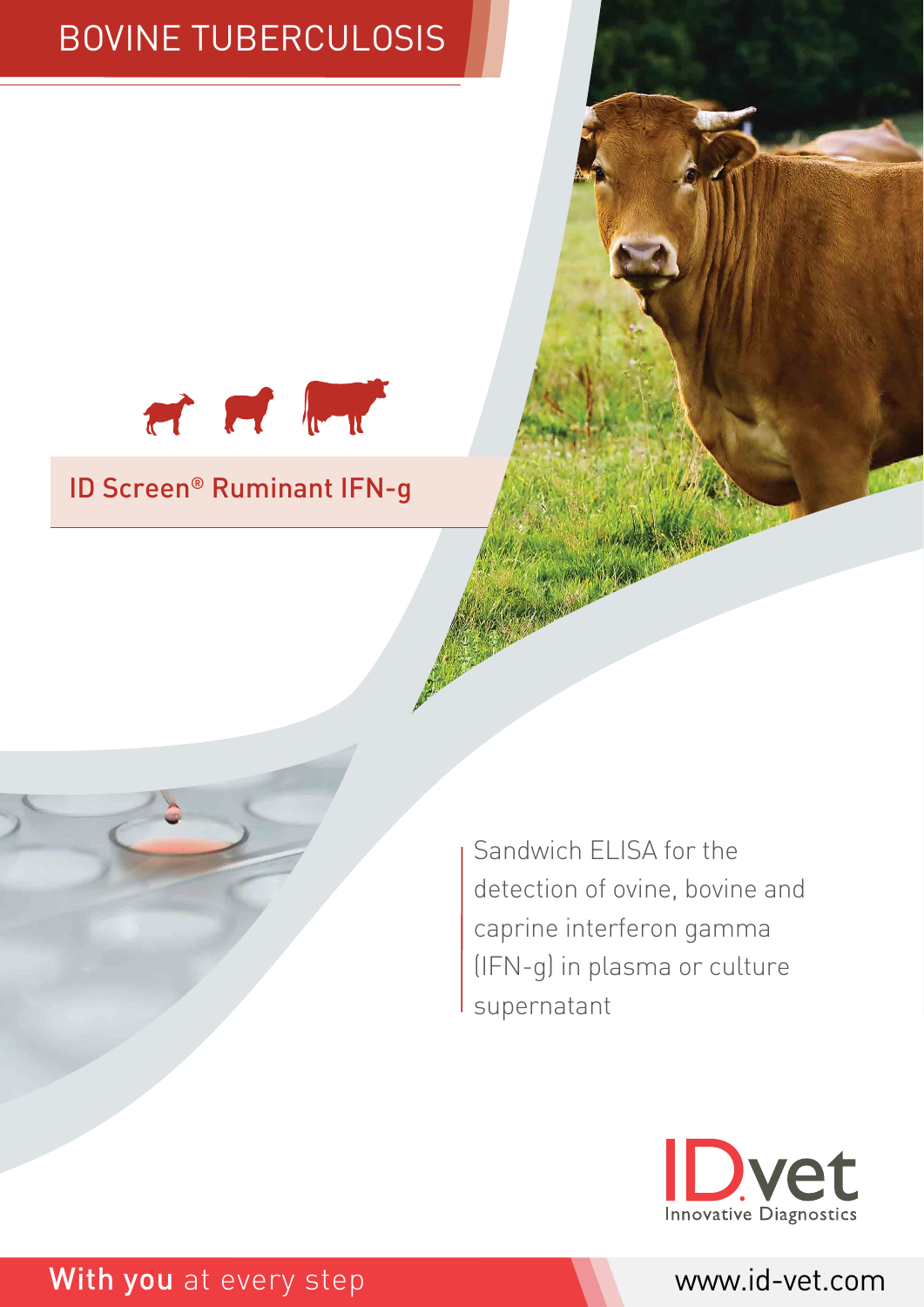# BOVINE TUBERCULOSIS

## ID Screen® Ruminant IFN-g

Sandwich ELISA for the detection of ovine, bovine and caprine interferon gamma (IFN-g) in plasma or culture supernatant

IDvet
Innovative Diagnostics

**With you** at every step

www.id-vet.com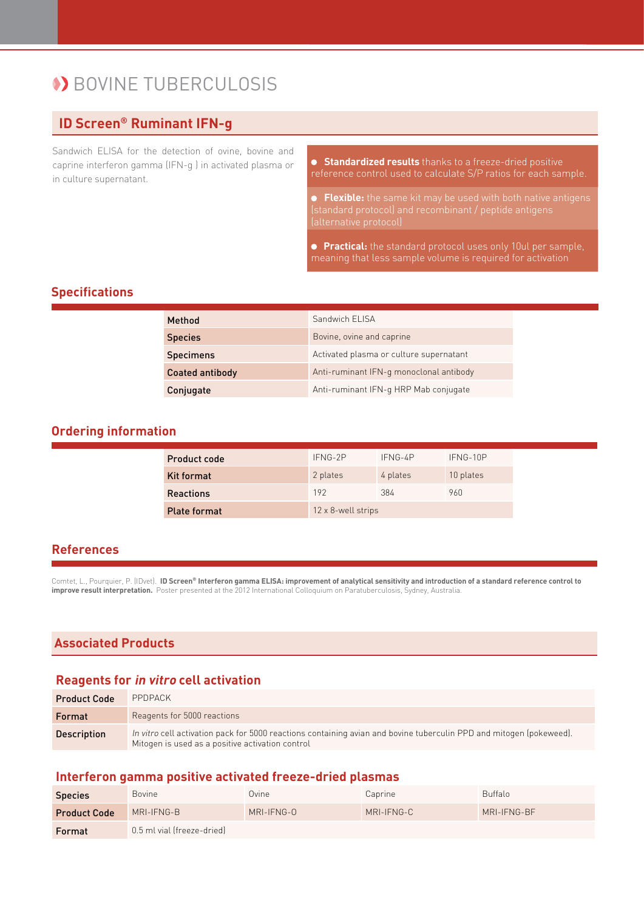# BOVINE TUBERCULOSIS

## ID Screen® Ruminant IFN-g

Sandwich ELISA for the detection of ovine, bovine and caprine interferon gamma (IFN-g ) in activated plasma or in culture supernatant.

- **Standardized results** thanks to a freeze-dried positive reference control used to calculate S/P ratios for each sample.
- **Flexible:** the same kit may be used with both native antigens (standard protocol) and recombinant / peptide antigens (alternative protocol)
- **Practical:** the standard protocol uses only 10ul per sample, meaning that less sample volume is required for activation

### Specifications

| | |
|---|---|
| **Method** | Sandwich ELISA |
| **Species** | Bovine, ovine and caprine |
| **Specimens** | Activated plasma or culture supernatant |
| **Coated antibody** | Anti-ruminant IFN-g monoclonal antibody |
| **Conjugate** | Anti-ruminant IFN-g HRP Mab conjugate |

### Ordering information

| | | | |
|---|---|---|---|
| **Product code** | IFNG-2P | IFNG-4P | IFNG-10P |
| **Kit format** | 2 plates | 4 plates | 10 plates |
| **Reactions** | 192 | 384 | 960 |
| **Plate format** | 12 x 8-well strips | | |

### References

Comtet, L., Pourquier, P. (IDvet). **ID Screen® Interferon gamma ELISA: improvement of analytical sensitivity and introduction of a standard reference control to improve result interpretation.** Poster presented at the 2012 International Colloquium on Paratuberculosis, Sydney, Australia.

## Associated Products

### Reagents for *in vitro* cell activation

| | |
|---|---|
| **Product Code** | PPDPACK |
| **Format** | Reagents for 5000 reactions |
| **Description** | *In vitro* cell activation pack for 5000 reactions containing avian and bovine tuberculin PPD and mitogen (pokeweed). Mitogen is used as a positive activation control |

### Interferon gamma positive activated freeze-dried plasmas

| | | | | |
|---|---|---|---|---|
| **Species** | Bovine | Ovine | Caprine | Buffalo |
| **Product Code** | MRI-IFNG-B | MRI-IFNG-O | MRI-IFNG-C | MRI-IFNG-BF |
| **Format** | 0.5 ml vial (freeze-dried) | | | |